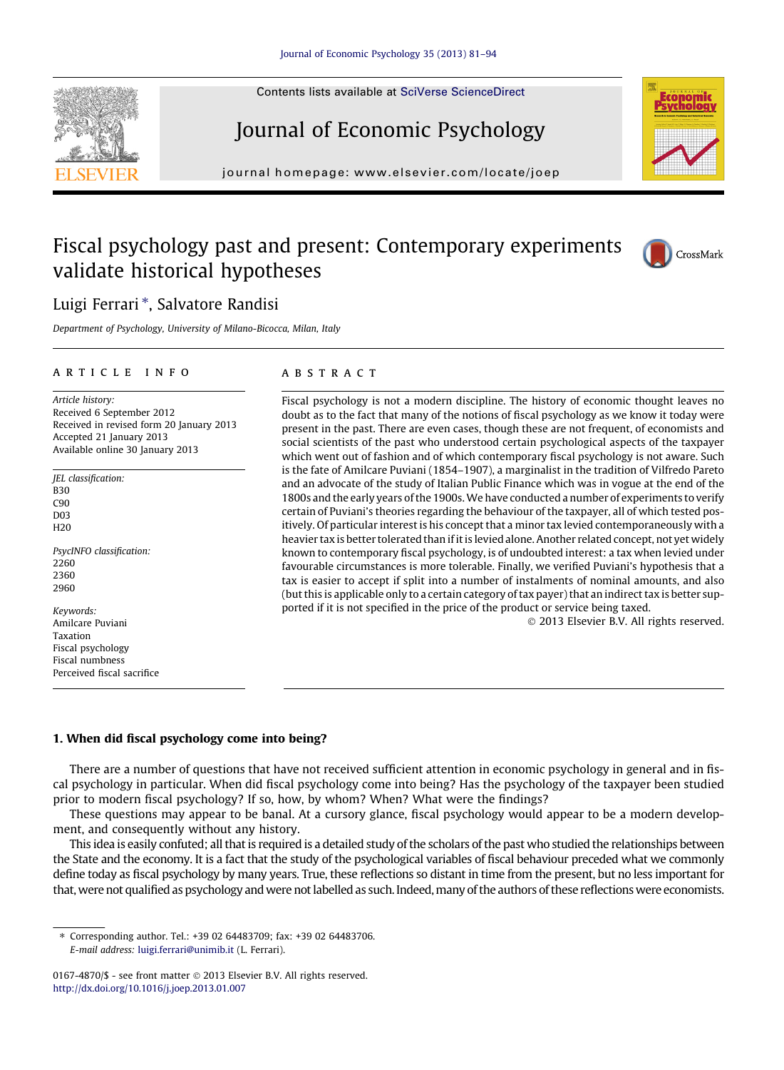# Fiscal psychology past and present: Contemporary experiments validate historical hypotheses

Luigi Ferrari *, Salvatore Randisi

*Department of Psychology, University of Milano-Bicocca, Milan, Italy*

## ARTICLE INFO

*Article history:*
Received 6 September 2012
Received in revised form 20 January 2013
Accepted 21 January 2013
Available online 30 January 2013

*JEL classification:*
B30
C90
D03
H20

*PsycINFO classification:*
2260
2360
2960

*Keywords:*
Amilcare Puviani
Taxation
Fiscal psychology
Fiscal numbness
Perceived fiscal sacrifice

## ABSTRACT

Fiscal psychology is not a modern discipline. The history of economic thought leaves no doubt as to the fact that many of the notions of fiscal psychology as we know it today were present in the past. There are even cases, though these are not frequent, of economists and social scientists of the past who understood certain psychological aspects of the taxpayer which went out of fashion and of which contemporary fiscal psychology is not aware. Such is the fate of Amilcare Puviani (1854–1907), a marginalist in the tradition of Vilfredo Pareto and an advocate of the study of Italian Public Finance which was in vogue at the end of the 1800s and the early years of the 1900s. We have conducted a number of experiments to verify certain of Puviani's theories regarding the behaviour of the taxpayer, all of which tested positively. Of particular interest is his concept that a minor tax levied contemporaneously with a heavier tax is better tolerated than if it is levied alone. Another related concept, not yet widely known to contemporary fiscal psychology, is of undoubted interest: a tax when levied under favourable circumstances is more tolerable. Finally, we verified Puviani's hypothesis that a tax is easier to accept if split into a number of instalments of nominal amounts, and also (but this is applicable only to a certain category of tax payer) that an indirect tax is better supported if it is not specified in the price of the product or service being taxed.

© 2013 Elsevier B.V. All rights reserved.

## 1. When did fiscal psychology come into being?

There are a number of questions that have not received sufficient attention in economic psychology in general and in fiscal psychology in particular. When did fiscal psychology come into being? Has the psychology of the taxpayer been studied prior to modern fiscal psychology? If so, how, by whom? When? What were the findings?

These questions may appear to be banal. At a cursory glance, fiscal psychology would appear to be a modern development, and consequently without any history.

This idea is easily confuted; all that is required is a detailed study of the scholars of the past who studied the relationships between the State and the economy. It is a fact that the study of the psychological variables of fiscal behaviour preceded what we commonly define today as fiscal psychology by many years. True, these reflections so distant in time from the present, but no less important for that, were not qualified as psychology and were not labelled as such. Indeed, many of the authors of these reflections were economists.

---

* Corresponding author. Tel.: +39 02 64483709; fax: +39 02 64483706.
*E-mail address:* luigi.ferrari@unimib.it (L. Ferrari).

0167-4870/$ - see front matter © 2013 Elsevier B.V. All rights reserved.
http://dx.doi.org/10.1016/j.joep.2013.01.007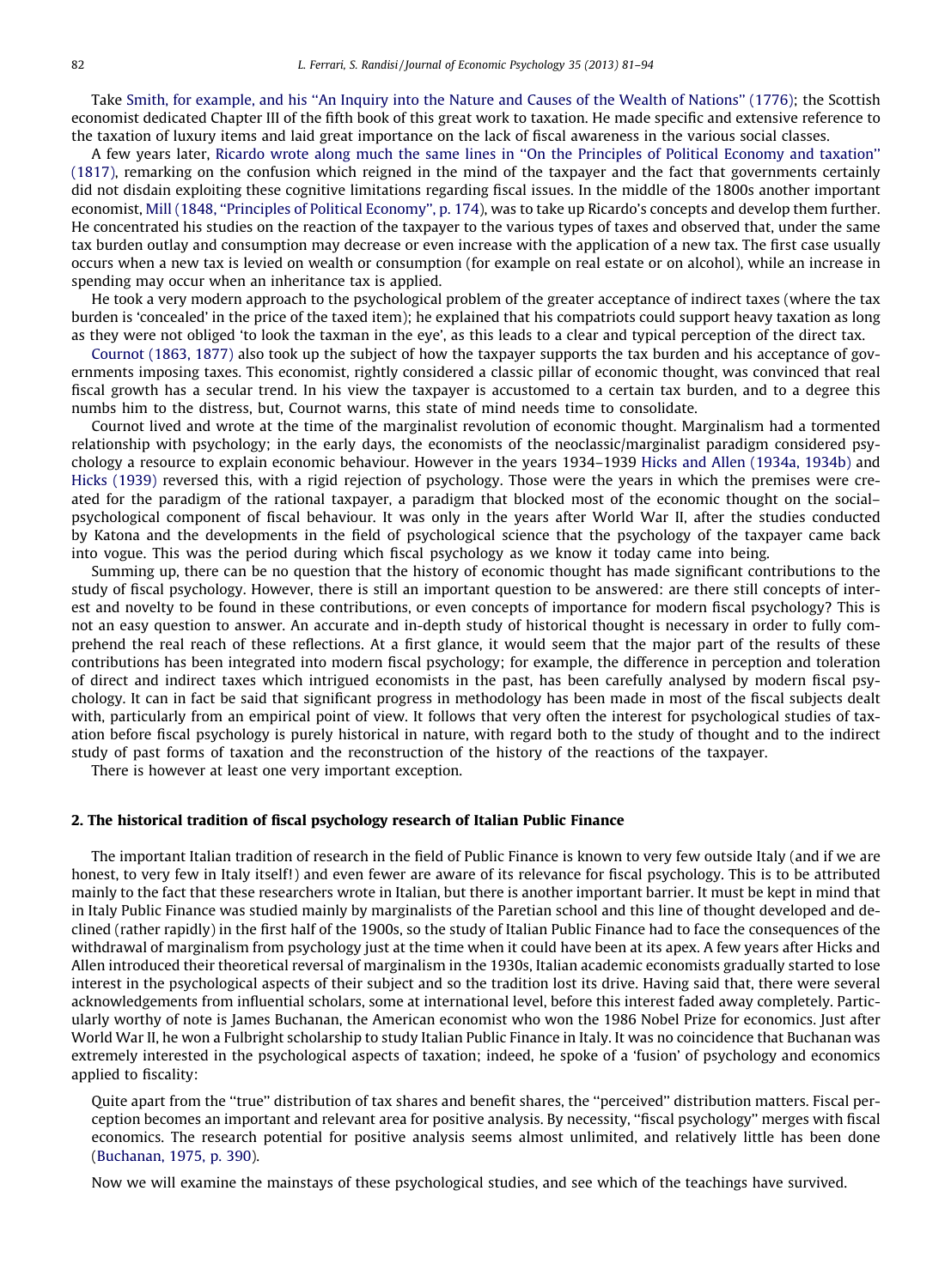Take Smith, for example, and his ''An Inquiry into the Nature and Causes of the Wealth of Nations'' (1776); the Scottish economist dedicated Chapter III of the fifth book of this great work to taxation. He made specific and extensive reference to the taxation of luxury items and laid great importance on the lack of fiscal awareness in the various social classes.

A few years later, Ricardo wrote along much the same lines in ''On the Principles of Political Economy and taxation'' (1817), remarking on the confusion which reigned in the mind of the taxpayer and the fact that governments certainly did not disdain exploiting these cognitive limitations regarding fiscal issues. In the middle of the 1800s another important economist, Mill (1848, ''Principles of Political Economy'', p. 174), was to take up Ricardo's concepts and develop them further. He concentrated his studies on the reaction of the taxpayer to the various types of taxes and observed that, under the same tax burden outlay and consumption may decrease or even increase with the application of a new tax. The first case usually occurs when a new tax is levied on wealth or consumption (for example on real estate or on alcohol), while an increase in spending may occur when an inheritance tax is applied.

He took a very modern approach to the psychological problem of the greater acceptance of indirect taxes (where the tax burden is 'concealed' in the price of the taxed item); he explained that his compatriots could support heavy taxation as long as they were not obliged 'to look the taxman in the eye', as this leads to a clear and typical perception of the direct tax.

Cournot (1863, 1877) also took up the subject of how the taxpayer supports the tax burden and his acceptance of governments imposing taxes. This economist, rightly considered a classic pillar of economic thought, was convinced that real fiscal growth has a secular trend. In his view the taxpayer is accustomed to a certain tax burden, and to a degree this numbs him to the distress, but, Cournot warns, this state of mind needs time to consolidate.

Cournot lived and wrote at the time of the marginalist revolution of economic thought. Marginalism had a tormented relationship with psychology; in the early days, the economists of the neoclassic/marginalist paradigm considered psychology a resource to explain economic behaviour. However in the years 1934–1939 Hicks and Allen (1934a, 1934b) and Hicks (1939) reversed this, with a rigid rejection of psychology. Those were the years in which the premises were created for the paradigm of the rational taxpayer, a paradigm that blocked most of the economic thought on the social–psychological component of fiscal behaviour. It was only in the years after World War II, after the studies conducted by Katona and the developments in the field of psychological science that the psychology of the taxpayer came back into vogue. This was the period during which fiscal psychology as we know it today came into being.

Summing up, there can be no question that the history of economic thought has made significant contributions to the study of fiscal psychology. However, there is still an important question to be answered: are there still concepts of interest and novelty to be found in these contributions, or even concepts of importance for modern fiscal psychology? This is not an easy question to answer. An accurate and in-depth study of historical thought is necessary in order to fully comprehend the real reach of these reflections. At a first glance, it would seem that the major part of the results of these contributions has been integrated into modern fiscal psychology; for example, the difference in perception and toleration of direct and indirect taxes which intrigued economists in the past, has been carefully analysed by modern fiscal psychology. It can in fact be said that significant progress in methodology has been made in most of the fiscal subjects dealt with, particularly from an empirical point of view. It follows that very often the interest for psychological studies of taxation before fiscal psychology is purely historical in nature, with regard both to the study of thought and to the indirect study of past forms of taxation and the reconstruction of the history of the reactions of the taxpayer.

There is however at least one very important exception.

## 2. The historical tradition of fiscal psychology research of Italian Public Finance

The important Italian tradition of research in the field of Public Finance is known to very few outside Italy (and if we are honest, to very few in Italy itself!) and even fewer are aware of its relevance for fiscal psychology. This is to be attributed mainly to the fact that these researchers wrote in Italian, but there is another important barrier. It must be kept in mind that in Italy Public Finance was studied mainly by marginalists of the Paretian school and this line of thought developed and declined (rather rapidly) in the first half of the 1900s, so the study of Italian Public Finance had to face the consequences of the withdrawal of marginalism from psychology just at the time when it could have been at its apex. A few years after Hicks and Allen introduced their theoretical reversal of marginalism in the 1930s, Italian academic economists gradually started to lose interest in the psychological aspects of their subject and so the tradition lost its drive. Having said that, there were several acknowledgements from influential scholars, some at international level, before this interest faded away completely. Particularly worthy of note is James Buchanan, the American economist who won the 1986 Nobel Prize for economics. Just after World War II, he won a Fulbright scholarship to study Italian Public Finance in Italy. It was no coincidence that Buchanan was extremely interested in the psychological aspects of taxation; indeed, he spoke of a 'fusion' of psychology and economics applied to fiscality:

> Quite apart from the ''true'' distribution of tax shares and benefit shares, the ''perceived'' distribution matters. Fiscal perception becomes an important and relevant area for positive analysis. By necessity, ''fiscal psychology'' merges with fiscal economics. The research potential for positive analysis seems almost unlimited, and relatively little has been done (Buchanan, 1975, p. 390).

Now we will examine the mainstays of these psychological studies, and see which of the teachings have survived.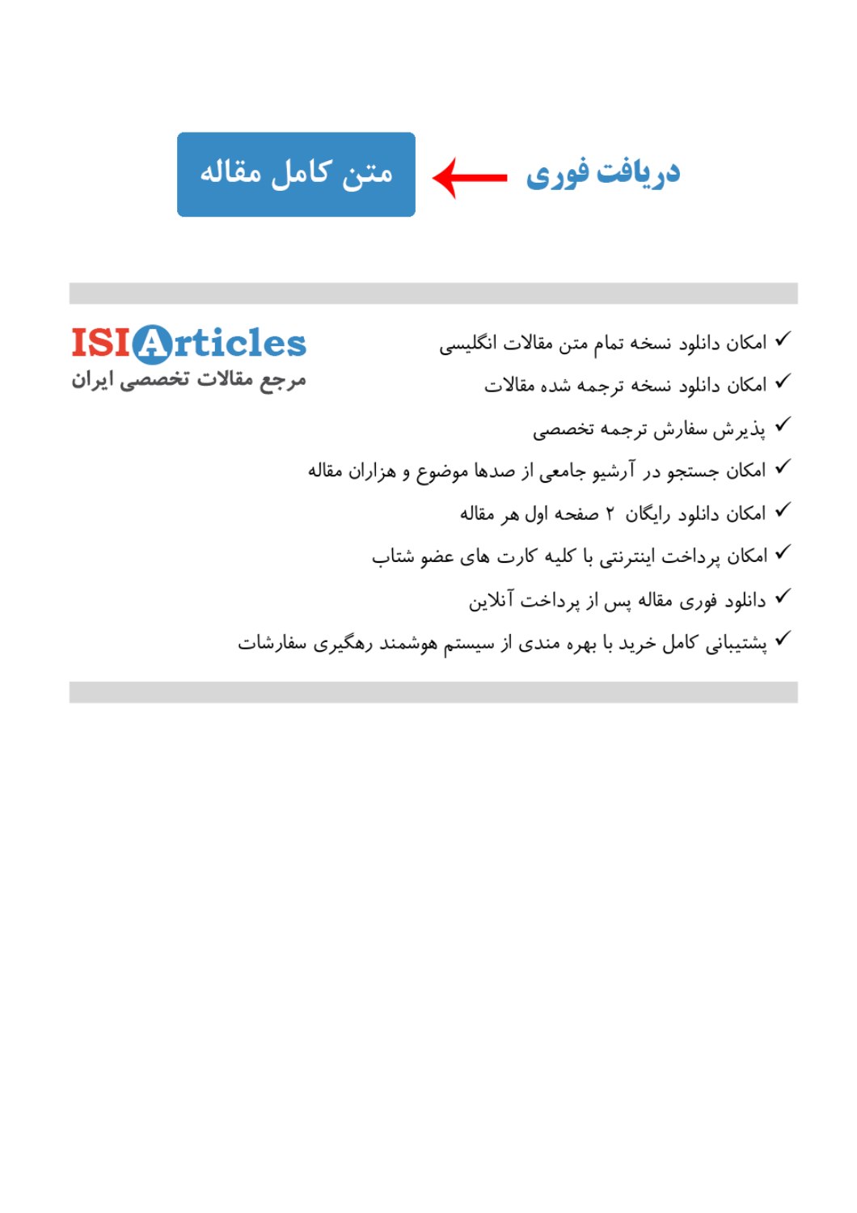دریافت فوری ← متن کامل مقاله

**ISIArticles**

مرجع مقالات تخصصی ایران

- ✓ امکان دانلود نسخه تمام متن مقالات انگلیسی
- ✓ امکان دانلود نسخه ترجمه شده مقالات
- ✓ پذیرش سفارش ترجمه تخصصی
- ✓ امکان جستجو در آرشیو جامعی از صدها موضوع و هزاران مقاله
- ✓ امکان دانلود رایگان ۲ صفحه اول هر مقاله
- ✓ امکان پرداخت اینترنتی با کلیه کارت های عضو شتاب
- ✓ دانلود فوری مقاله پس از پرداخت آنلاین
- ✓ پشتیبانی کامل خرید با بهره مندی از سیستم هوشمند رهگیری سفارشات